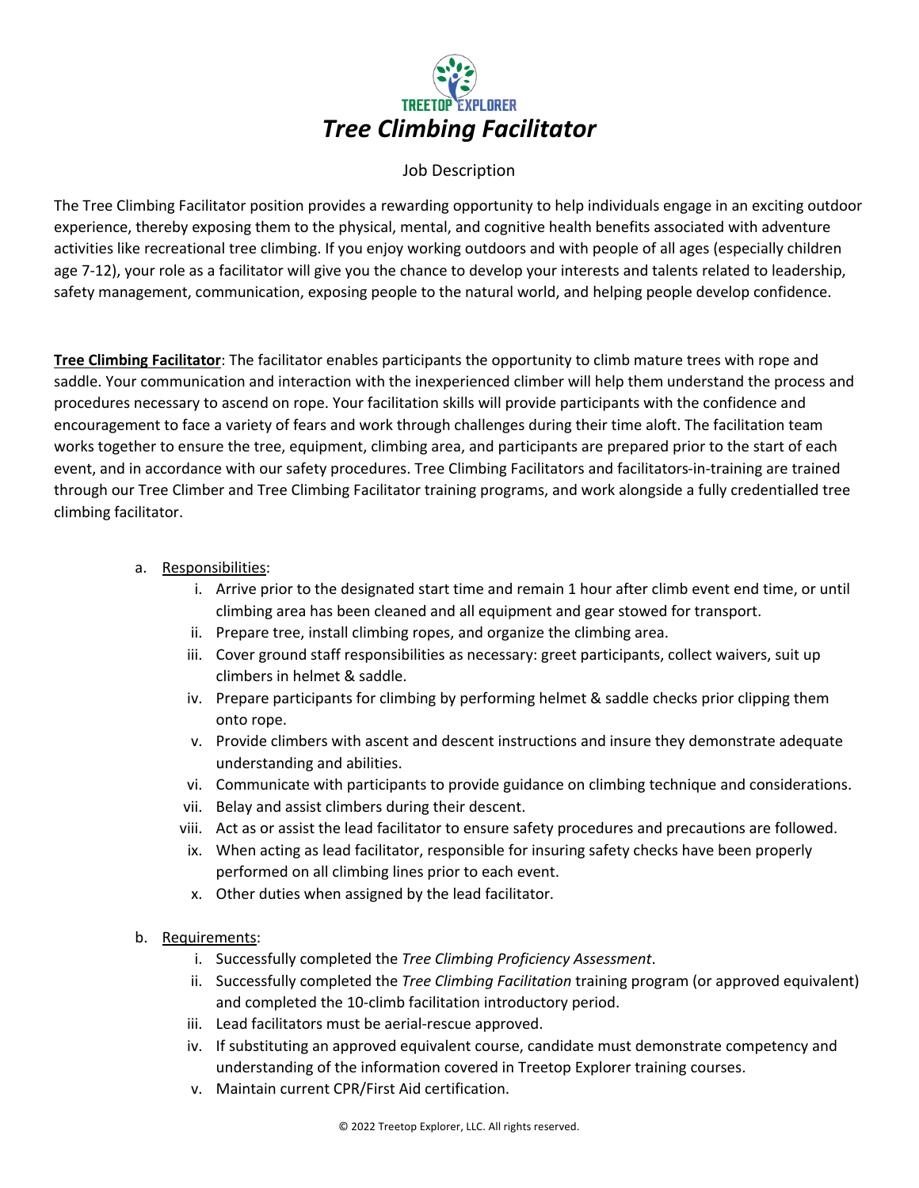TREETOP EXPLORER

# *Tree Climbing Facilitator*

Job Description

The Tree Climbing Facilitator position provides a rewarding opportunity to help individuals engage in an exciting outdoor experience, thereby exposing them to the physical, mental, and cognitive health benefits associated with adventure activities like recreational tree climbing. If you enjoy working outdoors and with people of all ages (especially children age 7-12), your role as a facilitator will give you the chance to develop your interests and talents related to leadership, safety management, communication, exposing people to the natural world, and helping people develop confidence.

**Tree Climbing Facilitator**: The facilitator enables participants the opportunity to climb mature trees with rope and saddle. Your communication and interaction with the inexperienced climber will help them understand the process and procedures necessary to ascend on rope. Your facilitation skills will provide participants with the confidence and encouragement to face a variety of fears and work through challenges during their time aloft. The facilitation team works together to ensure the tree, equipment, climbing area, and participants are prepared prior to the start of each event, and in accordance with our safety procedures. Tree Climbing Facilitators and facilitators-in-training are trained through our Tree Climber and Tree Climbing Facilitator training programs, and work alongside a fully credentialled tree climbing facilitator.

a. Responsibilities:
   i. Arrive prior to the designated start time and remain 1 hour after climb event end time, or until climbing area has been cleaned and all equipment and gear stowed for transport.
   ii. Prepare tree, install climbing ropes, and organize the climbing area.
   iii. Cover ground staff responsibilities as necessary: greet participants, collect waivers, suit up climbers in helmet & saddle.
   iv. Prepare participants for climbing by performing helmet & saddle checks prior clipping them onto rope.
   v. Provide climbers with ascent and descent instructions and insure they demonstrate adequate understanding and abilities.
   vi. Communicate with participants to provide guidance on climbing technique and considerations.
   vii. Belay and assist climbers during their descent.
   viii. Act as or assist the lead facilitator to ensure safety procedures and precautions are followed.
   ix. When acting as lead facilitator, responsible for insuring safety checks have been properly performed on all climbing lines prior to each event.
   x. Other duties when assigned by the lead facilitator.

b. Requirements:
   i. Successfully completed the *Tree Climbing Proficiency Assessment*.
   ii. Successfully completed the *Tree Climbing Facilitation* training program (or approved equivalent) and completed the 10-climb facilitation introductory period.
   iii. Lead facilitators must be aerial-rescue approved.
   iv. If substituting an approved equivalent course, candidate must demonstrate competency and understanding of the information covered in Treetop Explorer training courses.
   v. Maintain current CPR/First Aid certification.

© 2022 Treetop Explorer, LLC. All rights reserved.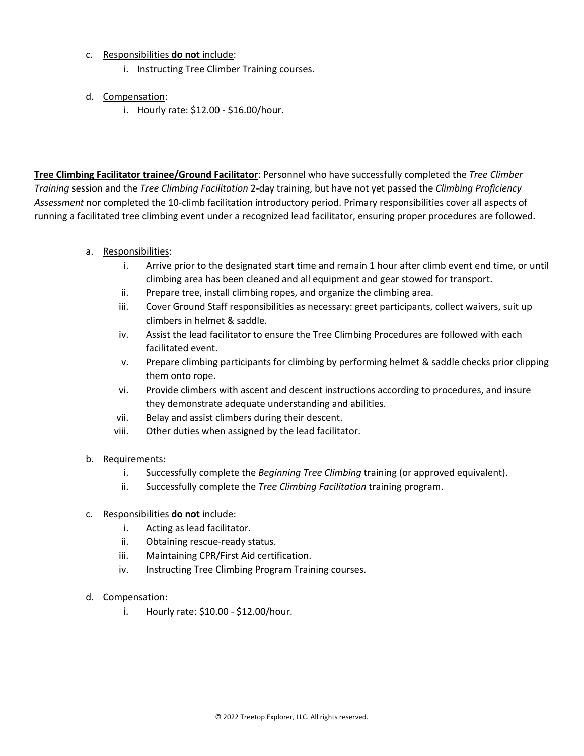c. Responsibilities **do not** include:
    i. Instructing Tree Climber Training courses.

d. Compensation:
    i. Hourly rate: $12.00 - $16.00/hour.

**Tree Climbing Facilitator trainee/Ground Facilitator**: Personnel who have successfully completed the *Tree Climber Training* session and the *Tree Climbing Facilitation* 2-day training, but have not yet passed the *Climbing Proficiency Assessment* nor completed the 10-climb facilitation introductory period. Primary responsibilities cover all aspects of running a facilitated tree climbing event under a recognized lead facilitator, ensuring proper procedures are followed.

a. Responsibilities:
    i. Arrive prior to the designated start time and remain 1 hour after climb event end time, or until climbing area has been cleaned and all equipment and gear stowed for transport.
    ii. Prepare tree, install climbing ropes, and organize the climbing area.
    iii. Cover Ground Staff responsibilities as necessary: greet participants, collect waivers, suit up climbers in helmet & saddle.
    iv. Assist the lead facilitator to ensure the Tree Climbing Procedures are followed with each facilitated event.
    v. Prepare climbing participants for climbing by performing helmet & saddle checks prior clipping them onto rope.
    vi. Provide climbers with ascent and descent instructions according to procedures, and insure they demonstrate adequate understanding and abilities.
    vii. Belay and assist climbers during their descent.
    viii. Other duties when assigned by the lead facilitator.

b. Requirements:
    i. Successfully complete the *Beginning Tree Climbing* training (or approved equivalent).
    ii. Successfully complete the *Tree Climbing Facilitation* training program.

c. Responsibilities **do not** include:
    i. Acting as lead facilitator.
    ii. Obtaining rescue-ready status.
    iii. Maintaining CPR/First Aid certification.
    iv. Instructing Tree Climbing Program Training courses.

d. Compensation:
    i. Hourly rate: $10.00 - $12.00/hour.

© 2022 Treetop Explorer, LLC. All rights reserved.